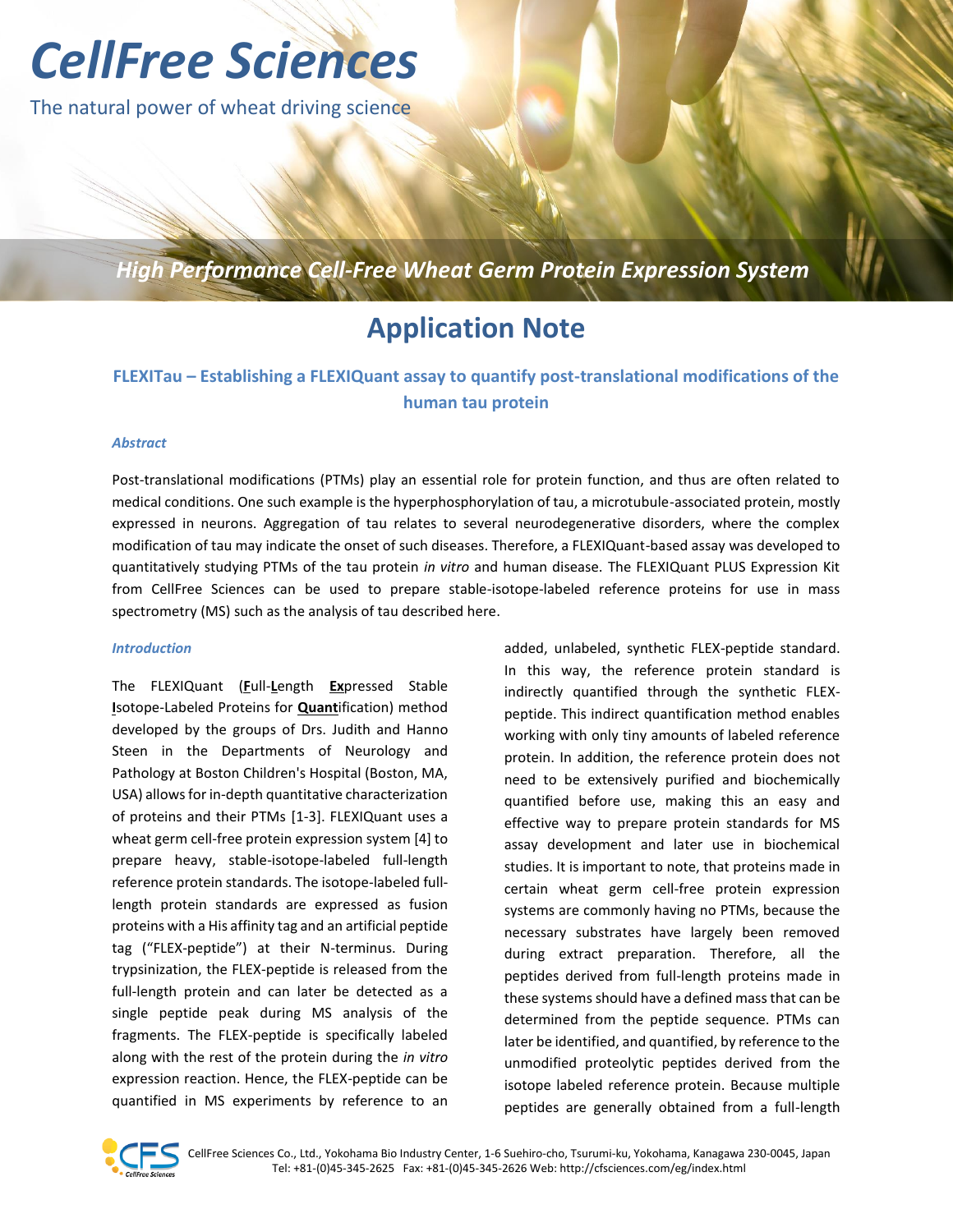# CellFree Sciences

The natural power of wheat driving science

*High Performance Cell-Free Wheat Germ Protein Expression System*

## Application Note

### FLEXITau – Establishing a FLEXIQuant assay to quantify post-translational modifications of the human tau protein

#### *Abstract*

Post-translational modifications (PTMs) play an essential role for protein function, and thus are often related to medical conditions. One such example is the hyperphosphorylation of tau, a microtubule-associated protein, mostly expressed in neurons. Aggregation of tau relates to several neurodegenerative disorders, where the complex modification of tau may indicate the onset of such diseases. Therefore, a FLEXIQuant-based assay was developed to quantitatively studying PTMs of the tau protein *in vitro* and human disease. The FLEXIQuant PLUS Expression Kit from CellFree Sciences can be used to prepare stable-isotope-labeled reference proteins for use in mass spectrometry (MS) such as the analysis of tau described here.

#### *Introduction*

The FLEXIQuant (**F**ull-**L**ength **Ex**pressed Stable **I**sotope-Labeled Proteins for **Quant**ification) method developed by the groups of Drs. Judith and Hanno Steen in the Departments of Neurology and Pathology at Boston Children's Hospital (Boston, MA, USA) allows for in-depth quantitative characterization of proteins and their PTMs [1-3]. FLEXIQuant uses a wheat germ cell-free protein expression system [4] to prepare heavy, stable-isotope-labeled full-length reference protein standards. The isotope-labeled full-length protein standards are expressed as fusion proteins with a His affinity tag and an artificial peptide tag ("FLEX-peptide") at their N-terminus. During trypsinization, the FLEX-peptide is released from the full-length protein and can later be detected as a single peptide peak during MS analysis of the fragments. The FLEX-peptide is specifically labeled along with the rest of the protein during the *in vitro* expression reaction. Hence, the FLEX-peptide can be quantified in MS experiments by reference to an added, unlabeled, synthetic FLEX-peptide standard. In this way, the reference protein standard is indirectly quantified through the synthetic FLEX-peptide. This indirect quantification method enables working with only tiny amounts of labeled reference protein. In addition, the reference protein does not need to be extensively purified and biochemically quantified before use, making this an easy and effective way to prepare protein standards for MS assay development and later use in biochemical studies. It is important to note, that proteins made in certain wheat germ cell-free protein expression systems are commonly having no PTMs, because the necessary substrates have largely been removed during extract preparation. Therefore, all the peptides derived from full-length proteins made in these systems should have a defined mass that can be determined from the peptide sequence. PTMs can later be identified, and quantified, by reference to the unmodified proteolytic peptides derived from the isotope labeled reference protein. Because multiple peptides are generally obtained from a full-length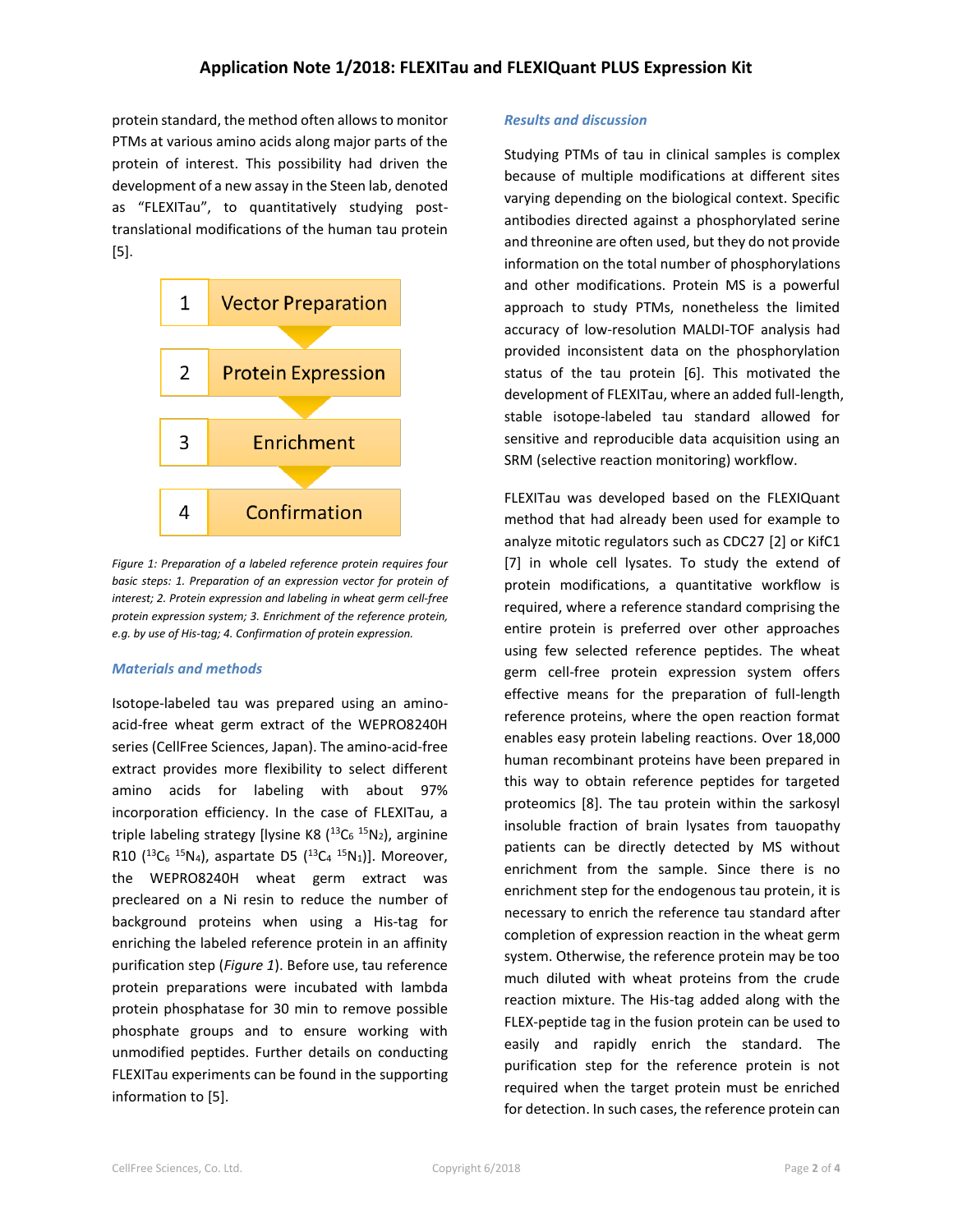protein standard, the method often allows to monitor PTMs at various amino acids along major parts of the protein of interest. This possibility had driven the development of a new assay in the Steen lab, denoted as "FLEXITau", to quantitatively studying post-translational modifications of the human tau protein [5].

1 Vector Preparation

2 Protein Expression

3 Enrichment

4 Confirmation

*Figure 1: Preparation of a labeled reference protein requires four basic steps: 1. Preparation of an expression vector for protein of interest; 2. Protein expression and labeling in wheat germ cell-free protein expression system; 3. Enrichment of the reference protein, e.g. by use of His-tag; 4. Confirmation of protein expression.*

### *Materials and methods*

Isotope-labeled tau was prepared using an amino-acid-free wheat germ extract of the WEPRO8240H series (CellFree Sciences, Japan). The amino-acid-free extract provides more flexibility to select different amino acids for labeling with about 97% incorporation efficiency. In the case of FLEXITau, a triple labeling strategy [lysine K8 ($^{13}C_6$ $^{15}N_2$), arginine R10 ($^{13}C_6$ $^{15}N_4$), aspartate D5 ($^{13}C_4$ $^{15}N_1$)]. Moreover, the WEPRO8240H wheat germ extract was precleared on a Ni resin to reduce the number of background proteins when using a His-tag for enriching the labeled reference protein in an affinity purification step (*Figure 1*). Before use, tau reference protein preparations were incubated with lambda protein phosphatase for 30 min to remove possible phosphate groups and to ensure working with unmodified peptides. Further details on conducting FLEXITau experiments can be found in the supporting information to [5].

### *Results and discussion*

Studying PTMs of tau in clinical samples is complex because of multiple modifications at different sites varying depending on the biological context. Specific antibodies directed against a phosphorylated serine and threonine are often used, but they do not provide information on the total number of phosphorylations and other modifications. Protein MS is a powerful approach to study PTMs, nonetheless the limited accuracy of low-resolution MALDI-TOF analysis had provided inconsistent data on the phosphorylation status of the tau protein [6]. This motivated the development of FLEXITau, where an added full-length, stable isotope-labeled tau standard allowed for sensitive and reproducible data acquisition using an SRM (selective reaction monitoring) workflow.

FLEXITau was developed based on the FLEXIQuant method that had already been used for example to analyze mitotic regulators such as CDC27 [2] or KifC1 [7] in whole cell lysates. To study the extend of protein modifications, a quantitative workflow is required, where a reference standard comprising the entire protein is preferred over other approaches using few selected reference peptides. The wheat germ cell-free protein expression system offers effective means for the preparation of full-length reference proteins, where the open reaction format enables easy protein labeling reactions. Over 18,000 human recombinant proteins have been prepared in this way to obtain reference peptides for targeted proteomics [8]. The tau protein within the sarkosyl insoluble fraction of brain lysates from tauopathy patients can be directly detected by MS without enrichment from the sample. Since there is no enrichment step for the endogenous tau protein, it is necessary to enrich the reference tau standard after completion of expression reaction in the wheat germ system. Otherwise, the reference protein may be too much diluted with wheat proteins from the crude reaction mixture. The His-tag added along with the FLEX-peptide tag in the fusion protein can be used to easily and rapidly enrich the standard. The purification step for the reference protein is not required when the target protein must be enriched for detection. In such cases, the reference protein can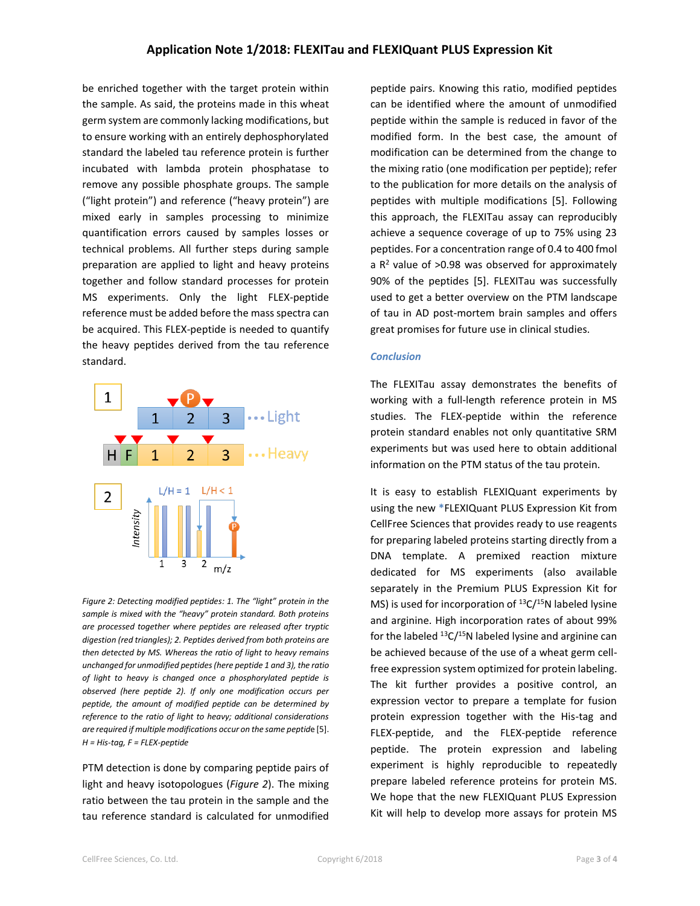be enriched together with the target protein within the sample. As said, the proteins made in this wheat germ system are commonly lacking modifications, but to ensure working with an entirely dephosphorylated standard the labeled tau reference protein is further incubated with lambda protein phosphatase to remove any possible phosphate groups. The sample ("light protein") and reference ("heavy protein") are mixed early in samples processing to minimize quantification errors caused by samples losses or technical problems. All further steps during sample preparation are applied to light and heavy proteins together and follow standard processes for protein MS experiments. Only the light FLEX-peptide reference must be added before the mass spectra can be acquired. This FLEX-peptide is needed to quantify the heavy peptides derived from the tau reference standard.

*Figure 2: Detecting modified peptides: 1. The "light" protein in the sample is mixed with the "heavy" protein standard. Both proteins are processed together where peptides are released after tryptic digestion (red triangles); 2. Peptides derived from both proteins are then detected by MS. Whereas the ratio of light to heavy remains unchanged for unmodified peptides (here peptide 1 and 3), the ratio of light to heavy is changed once a phosphorylated peptide is observed (here peptide 2). If only one modification occurs per peptide, the amount of modified peptide can be determined by reference to the ratio of light to heavy; additional considerations are required if multiple modifications occur on the same peptide* [5]. *H = His-tag, F = FLEX-peptide*

PTM detection is done by comparing peptide pairs of light and heavy isotopologues (*Figure 2*). The mixing ratio between the tau protein in the sample and the tau reference standard is calculated for unmodified peptide pairs. Knowing this ratio, modified peptides can be identified where the amount of unmodified peptide within the sample is reduced in favor of the modified form. In the best case, the amount of modification can be determined from the change to the mixing ratio (one modification per peptide); refer to the publication for more details on the analysis of peptides with multiple modifications [5]. Following this approach, the FLEXITau assay can reproducibly achieve a sequence coverage of up to 75% using 23 peptides. For a concentration range of 0.4 to 400 fmol a $R^2$ value of >0.98 was observed for approximately 90% of the peptides [5]. FLEXITau was successfully used to get a better overview on the PTM landscape of tau in AD post-mortem brain samples and offers great promises for future use in clinical studies.

### *Conclusion*

The FLEXITau assay demonstrates the benefits of working with a full-length reference protein in MS studies. The FLEX-peptide within the reference protein standard enables not only quantitative SRM experiments but was used here to obtain additional information on the PTM status of the tau protein.

It is easy to establish FLEXIQuant experiments by using the new *FLEXIQuant PLUS Expression Kit from CellFree Sciences that provides ready to use reagents for preparing labeled proteins starting directly from a DNA template. A premixed reaction mixture dedicated for MS experiments (also available separately in the Premium PLUS Expression Kit for MS) is used for incorporation of $^{13}C/^{15}N$ labeled lysine and arginine. High incorporation rates of about 99% for the labeled $^{13}C/^{15}N$ labeled lysine and arginine can be achieved because of the use of a wheat germ cell-free expression system optimized for protein labeling. The kit further provides a positive control, an expression vector to prepare a template for fusion protein expression together with the His-tag and FLEX-peptide, and the FLEX-peptide reference peptide. The protein expression and labeling experiment is highly reproducible to repeatedly prepare labeled reference proteins for protein MS. We hope that the new FLEXIQuant PLUS Expression Kit will help to develop more assays for protein MS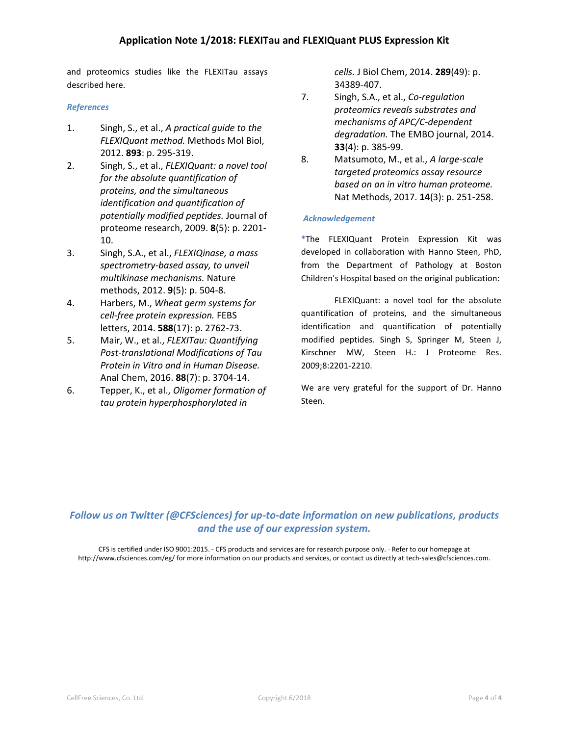and proteomics studies like the FLEXITau assays described here.

### References

1. Singh, S., et al., *A practical guide to the FLEXIQuant method.* Methods Mol Biol, 2012. **893**: p. 295-319.
2. Singh, S., et al., *FLEXIQuant: a novel tool for the absolute quantification of proteins, and the simultaneous identification and quantification of potentially modified peptides.* Journal of proteome research, 2009. **8**(5): p. 2201-10.
3. Singh, S.A., et al., *FLEXIQinase, a mass spectrometry-based assay, to unveil multikinase mechanisms.* Nature methods, 2012. **9**(5): p. 504-8.
4. Harbers, M., *Wheat germ systems for cell-free protein expression.* FEBS letters, 2014. **588**(17): p. 2762-73.
5. Mair, W., et al., *FLEXITau: Quantifying Post-translational Modifications of Tau Protein in Vitro and in Human Disease.* Anal Chem, 2016. **88**(7): p. 3704-14.
6. Tepper, K., et al., *Oligomer formation of tau protein hyperphosphorylated in cells.* J Biol Chem, 2014. **289**(49): p. 34389-407.
7. Singh, S.A., et al., *Co-regulation proteomics reveals substrates and mechanisms of APC/C-dependent degradation.* The EMBO journal, 2014. **33**(4): p. 385-99.
8. Matsumoto, M., et al., *A large-scale targeted proteomics assay resource based on an in vitro human proteome.* Nat Methods, 2017. **14**(3): p. 251-258.

### Acknowledgement

*The FLEXIQuant Protein Expression Kit was developed in collaboration with Hanno Steen, PhD, from the Department of Pathology at Boston Children's Hospital based on the original publication:

FLEXIQuant: a novel tool for the absolute quantification of proteins, and the simultaneous identification and quantification of potentially modified peptides. Singh S, Springer M, Steen J, Kirschner MW, Steen H.: J Proteome Res. 2009;8:2201-2210.

We are very grateful for the support of Dr. Hanno Steen.

***Follow us on Twitter (@CFSciences) for up-to-date information on new publications, products and the use of our expression system.***

CFS is certified under ISO 9001:2015. - CFS products and services are for research purpose only. - Refer to our homepage at http://www.cfsciences.com/eg/ for more information on our products and services, or contact us directly at tech-sales@cfsciences.com.